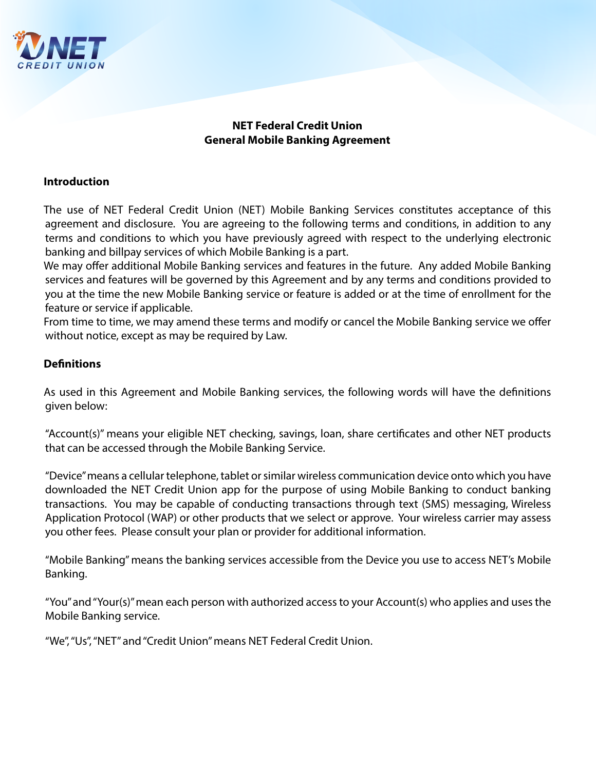# NET Federal Credit Union
# General Mobile Banking Agreement

## Introduction

The use of NET Federal Credit Union (NET) Mobile Banking Services constitutes acceptance of this agreement and disclosure. You are agreeing to the following terms and conditions, in addition to any terms and conditions to which you have previously agreed with respect to the underlying electronic banking and billpay services of which Mobile Banking is a part.

We may offer additional Mobile Banking services and features in the future. Any added Mobile Banking services and features will be governed by this Agreement and by any terms and conditions provided to you at the time the new Mobile Banking service or feature is added or at the time of enrollment for the feature or service if applicable.

From time to time, we may amend these terms and modify or cancel the Mobile Banking service we offer without notice, except as may be required by Law.

## Definitions

As used in this Agreement and Mobile Banking services, the following words will have the definitions given below:

"Account(s)" means your eligible NET checking, savings, loan, share certificates and other NET products that can be accessed through the Mobile Banking Service.

"Device" means a cellular telephone, tablet or similar wireless communication device onto which you have downloaded the NET Credit Union app for the purpose of using Mobile Banking to conduct banking transactions. You may be capable of conducting transactions through text (SMS) messaging, Wireless Application Protocol (WAP) or other products that we select or approve. Your wireless carrier may assess you other fees. Please consult your plan or provider for additional information.

"Mobile Banking" means the banking services accessible from the Device you use to access NET's Mobile Banking.

"You" and "Your(s)" mean each person with authorized access to your Account(s) who applies and uses the Mobile Banking service.

"We", "Us", "NET" and "Credit Union" means NET Federal Credit Union.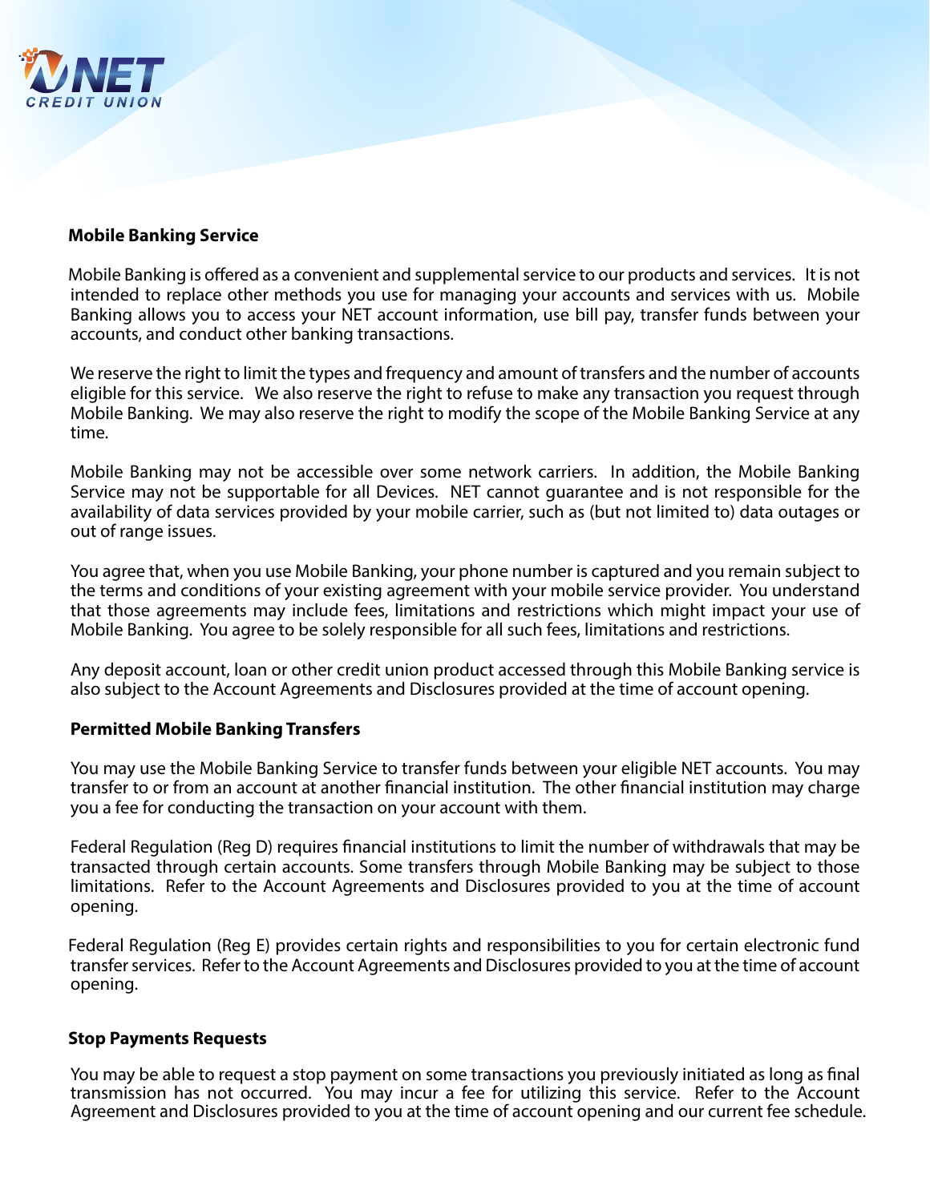## Mobile Banking Service

Mobile Banking is offered as a convenient and supplemental service to our products and services. It is not intended to replace other methods you use for managing your accounts and services with us. Mobile Banking allows you to access your NET account information, use bill pay, transfer funds between your accounts, and conduct other banking transactions.

We reserve the right to limit the types and frequency and amount of transfers and the number of accounts eligible for this service. We also reserve the right to refuse to make any transaction you request through Mobile Banking. We may also reserve the right to modify the scope of the Mobile Banking Service at any time.

Mobile Banking may not be accessible over some network carriers. In addition, the Mobile Banking Service may not be supportable for all Devices. NET cannot guarantee and is not responsible for the availability of data services provided by your mobile carrier, such as (but not limited to) data outages or out of range issues.

You agree that, when you use Mobile Banking, your phone number is captured and you remain subject to the terms and conditions of your existing agreement with your mobile service provider. You understand that those agreements may include fees, limitations and restrictions which might impact your use of Mobile Banking. You agree to be solely responsible for all such fees, limitations and restrictions.

Any deposit account, loan or other credit union product accessed through this Mobile Banking service is also subject to the Account Agreements and Disclosures provided at the time of account opening.

## Permitted Mobile Banking Transfers

You may use the Mobile Banking Service to transfer funds between your eligible NET accounts. You may transfer to or from an account at another financial institution. The other financial institution may charge you a fee for conducting the transaction on your account with them.

Federal Regulation (Reg D) requires financial institutions to limit the number of withdrawals that may be transacted through certain accounts. Some transfers through Mobile Banking may be subject to those limitations. Refer to the Account Agreements and Disclosures provided to you at the time of account opening.

Federal Regulation (Reg E) provides certain rights and responsibilities to you for certain electronic fund transfer services. Refer to the Account Agreements and Disclosures provided to you at the time of account opening.

## Stop Payments Requests

You may be able to request a stop payment on some transactions you previously initiated as long as final transmission has not occurred. You may incur a fee for utilizing this service. Refer to the Account Agreement and Disclosures provided to you at the time of account opening and our current fee schedule.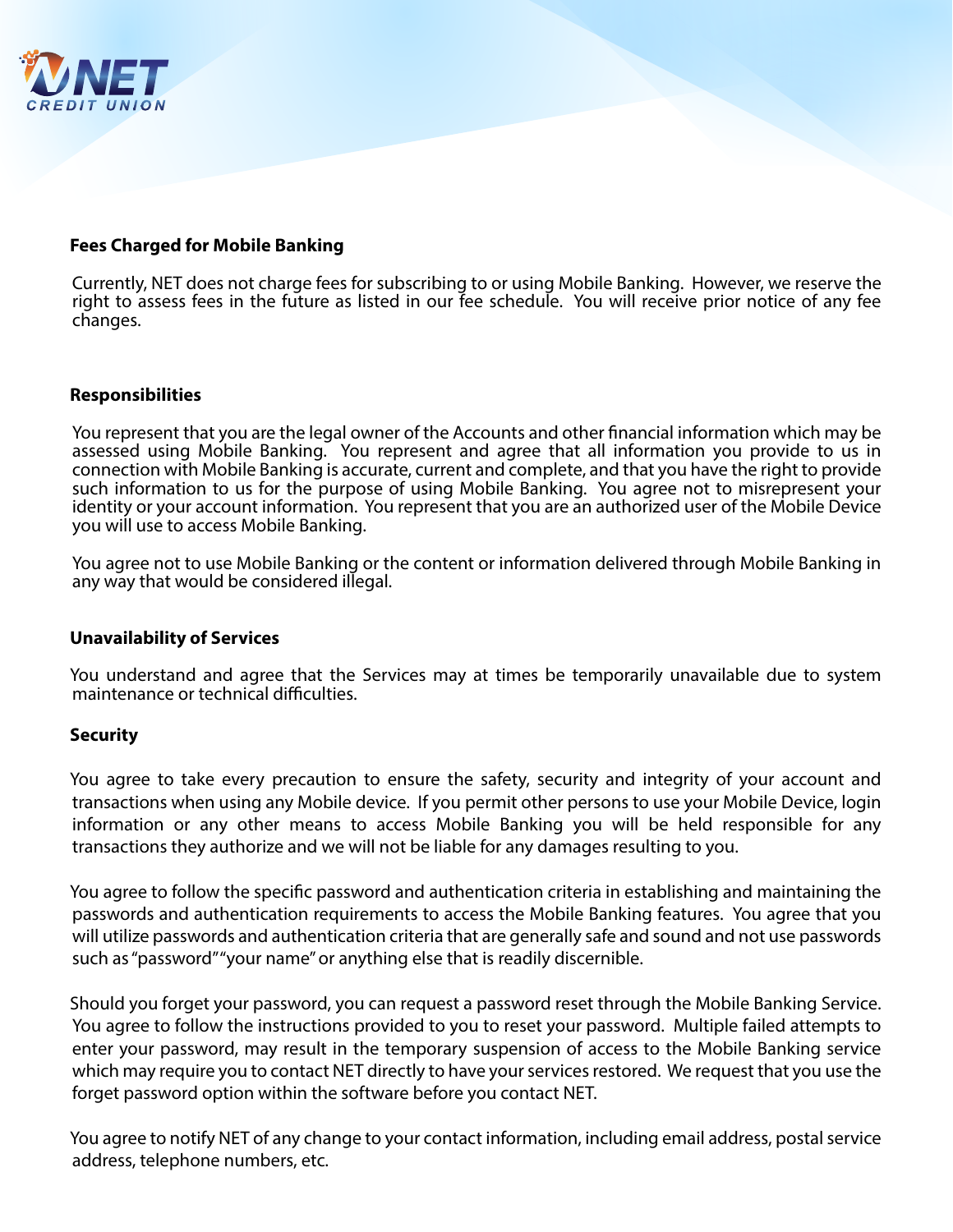## Fees Charged for Mobile Banking

Currently, NET does not charge fees for subscribing to or using Mobile Banking. However, we reserve the right to assess fees in the future as listed in our fee schedule. You will receive prior notice of any fee changes.

## Responsibilities

You represent that you are the legal owner of the Accounts and other financial information which may be assessed using Mobile Banking. You represent and agree that all information you provide to us in connection with Mobile Banking is accurate, current and complete, and that you have the right to provide such information to us for the purpose of using Mobile Banking. You agree not to misrepresent your identity or your account information. You represent that you are an authorized user of the Mobile Device you will use to access Mobile Banking.

You agree not to use Mobile Banking or the content or information delivered through Mobile Banking in any way that would be considered illegal.

## Unavailability of Services

You understand and agree that the Services may at times be temporarily unavailable due to system maintenance or technical difficulties.

## Security

You agree to take every precaution to ensure the safety, security and integrity of your account and transactions when using any Mobile device. If you permit other persons to use your Mobile Device, login information or any other means to access Mobile Banking you will be held responsible for any transactions they authorize and we will not be liable for any damages resulting to you.

You agree to follow the specific password and authentication criteria in establishing and maintaining the passwords and authentication requirements to access the Mobile Banking features. You agree that you will utilize passwords and authentication criteria that are generally safe and sound and not use passwords such as "password" "your name" or anything else that is readily discernible.

Should you forget your password, you can request a password reset through the Mobile Banking Service. You agree to follow the instructions provided to you to reset your password. Multiple failed attempts to enter your password, may result in the temporary suspension of access to the Mobile Banking service which may require you to contact NET directly to have your services restored. We request that you use the forget password option within the software before you contact NET.

You agree to notify NET of any change to your contact information, including email address, postal service address, telephone numbers, etc.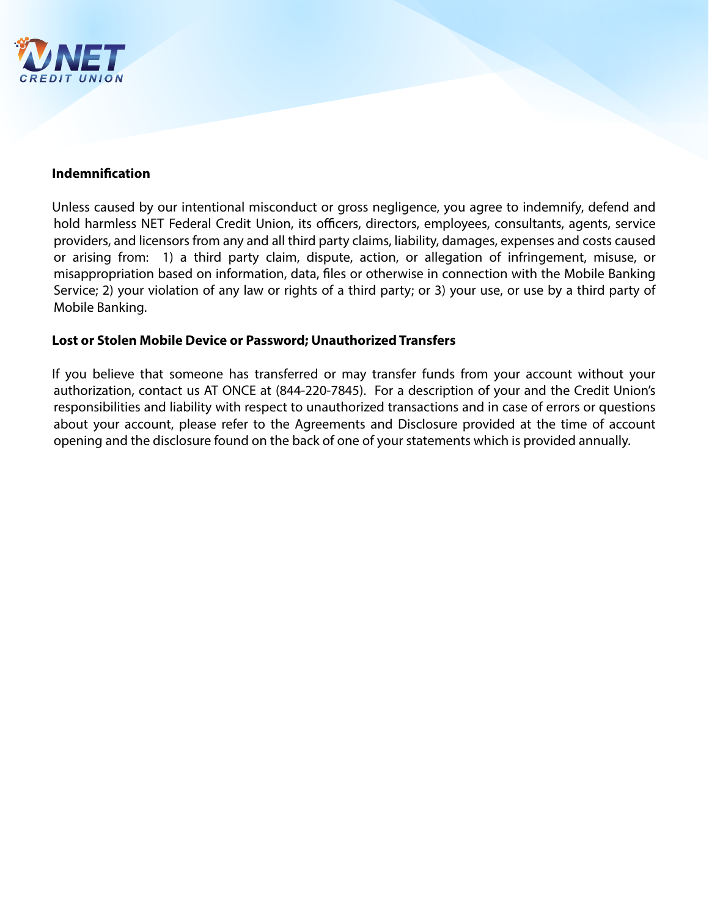**Indemnification**

Unless caused by our intentional misconduct or gross negligence, you agree to indemnify, defend and hold harmless NET Federal Credit Union, its officers, directors, employees, consultants, agents, service providers, and licensors from any and all third party claims, liability, damages, expenses and costs caused or arising from: 1) a third party claim, dispute, action, or allegation of infringement, misuse, or misappropriation based on information, data, files or otherwise in connection with the Mobile Banking Service; 2) your violation of any law or rights of a third party; or 3) your use, or use by a third party of Mobile Banking.

**Lost or Stolen Mobile Device or Password; Unauthorized Transfers**

If you believe that someone has transferred or may transfer funds from your account without your authorization, contact us AT ONCE at (844-220-7845). For a description of your and the Credit Union's responsibilities and liability with respect to unauthorized transactions and in case of errors or questions about your account, please refer to the Agreements and Disclosure provided at the time of account opening and the disclosure found on the back of one of your statements which is provided annually.